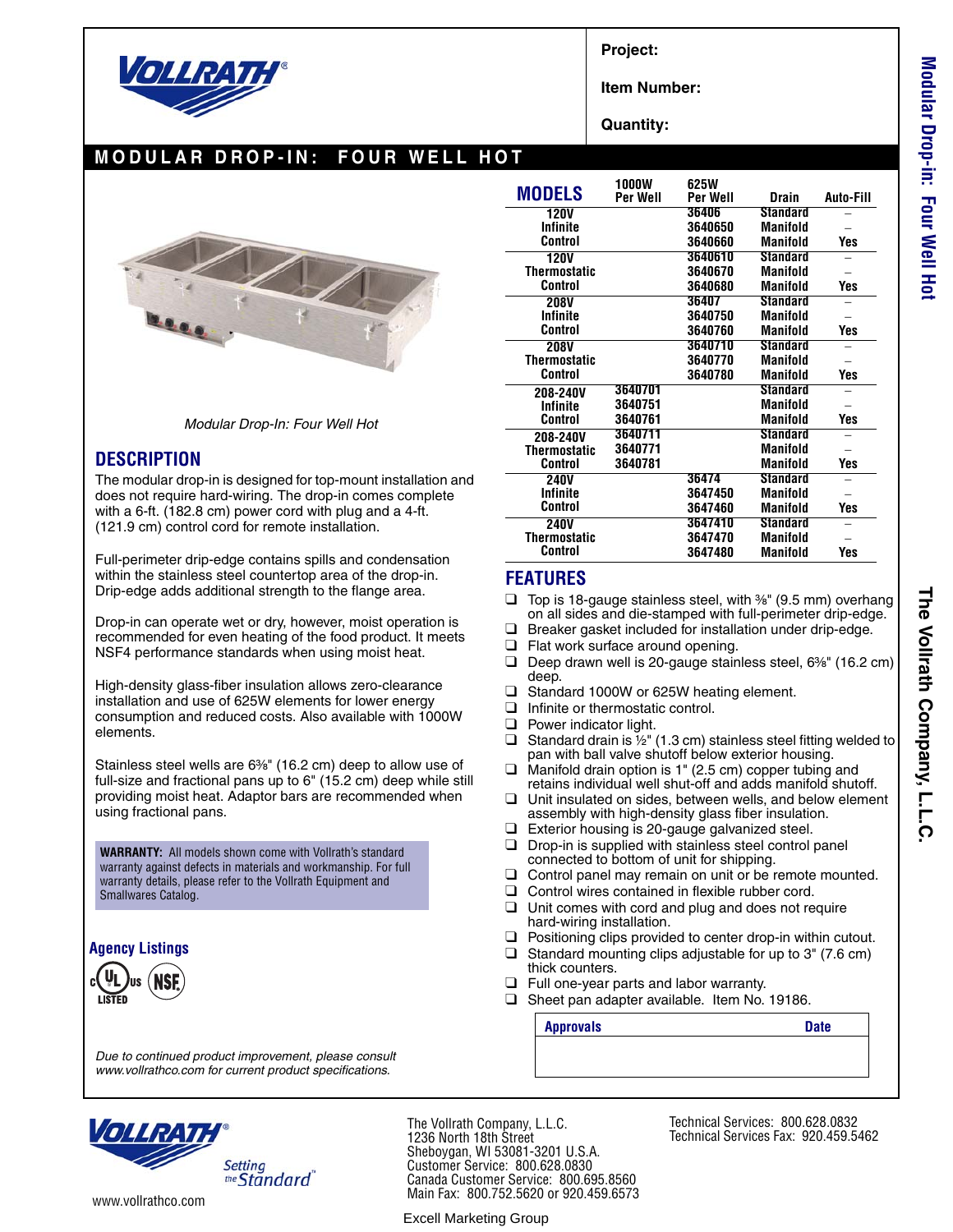Project:

Item Number:

Quantity:

# MODULAR DROP-IN: FOUR WELL HOT

*Modular Drop-In: Four Well Hot*

## DESCRIPTION

The modular drop-in is designed for top-mount installation and does not require hard-wiring. The drop-in comes complete with a 6-ft. (182.8 cm) power cord with plug and a 4-ft. (121.9 cm) control cord for remote installation.

Full-perimeter drip-edge contains spills and condensation within the stainless steel countertop area of the drop-in. Drip-edge adds additional strength to the flange area.

Drop-in can operate wet or dry, however, moist operation is recommended for even heating of the food product. It meets NSF4 performance standards when using moist heat.

High-density glass-fiber insulation allows zero-clearance installation and use of 625W elements for lower energy consumption and reduced costs. Also available with 1000W elements.

Stainless steel wells are 6⅜" (16.2 cm) deep to allow use of full-size and fractional pans up to 6" (15.2 cm) deep while still providing moist heat. Adaptor bars are recommended when using fractional pans.

**WARRANTY:** All models shown come with Vollrath's standard warranty against defects in materials and workmanship. For full warranty details, please refer to the Vollrath Equipment and Smallwares Catalog.

### Agency Listings

c UL us LISTED, NSF

*Due to continued product improvement, please consult www.vollrathco.com for current product specifications.*

## MODELS

| MODELS | 1000W Per Well | 625W Per Well | Drain | Auto-Fill |
|---|---|---|---|---|
| 120V Infinite Control | | 36406 | Standard | – |
| | | 3640650 | Manifold | – |
| | | 3640660 | Manifold | Yes |
| 120V Thermostatic Control | | 3640610 | Standard | – |
| | | 3640670 | Manifold | – |
| | | 3640680 | Manifold | Yes |
| 208V Infinite Control | | 36407 | Standard | – |
| | | 3640750 | Manifold | – |
| | | 3640760 | Manifold | Yes |
| 208V Thermostatic Control | | 3640710 | Standard | – |
| | | 3640770 | Manifold | – |
| | | 3640780 | Manifold | Yes |
| 208-240V Infinite Control | 3640701 | | Standard | – |
| | 3640751 | | Manifold | – |
| | 3640761 | | Manifold | Yes |
| 208-240V Thermostatic Control | 3640711 | | Standard | – |
| | 3640771 | | Manifold | – |
| | 3640781 | | Manifold | Yes |
| 240V Infinite Control | | 36474 | Standard | – |
| | | 3647450 | Manifold | – |
| | | 3647460 | Manifold | Yes |
| 240V Thermostatic Control | | 3647410 | Standard | – |
| | | 3647470 | Manifold | – |
| | | 3647480 | Manifold | Yes |

## FEATURES

- Top is 18-gauge stainless steel, with ⅜" (9.5 mm) overhang on all sides and die-stamped with full-perimeter drip-edge.
- Breaker gasket included for installation under drip-edge.
- Flat work surface around opening.
- Deep drawn well is 20-gauge stainless steel, 6⅜" (16.2 cm) deep.
- Standard 1000W or 625W heating element.
- Infinite or thermostatic control.
- Power indicator light.
- Standard drain is ½" (1.3 cm) stainless steel fitting welded to pan with ball valve shutoff below exterior housing.
- Manifold drain option is 1" (2.5 cm) copper tubing and retains individual well shut-off and adds manifold shutoff.
- Unit insulated on sides, between wells, and below element assembly with high-density glass fiber insulation.
- Exterior housing is 20-gauge galvanized steel.
- Drop-in is supplied with stainless steel control panel connected to bottom of unit for shipping.
- Control panel may remain on unit or be remote mounted.
- Control wires contained in flexible rubber cord.
- Unit comes with cord and plug and does not require hard-wiring installation.
- Positioning clips provided to center drop-in within cutout.
- Standard mounting clips adjustable for up to 3" (7.6 cm) thick counters.
- Full one-year parts and labor warranty.
- Sheet pan adapter available. Item No. 19186.

| Approvals | Date |
|---|---|
| | |

Setting the Standard™

www.vollrathco.com

The Vollrath Company, L.L.C.
1236 North 18th Street
Sheboygan, WI 53081-3201 U.S.A.
Customer Service: 800.628.0830
Canada Customer Service: 800.695.8560
Main Fax: 800.752.5620 or 920.459.6573

Technical Services: 800.628.0832
Technical Services Fax: 920.459.5462

Excell Marketing Group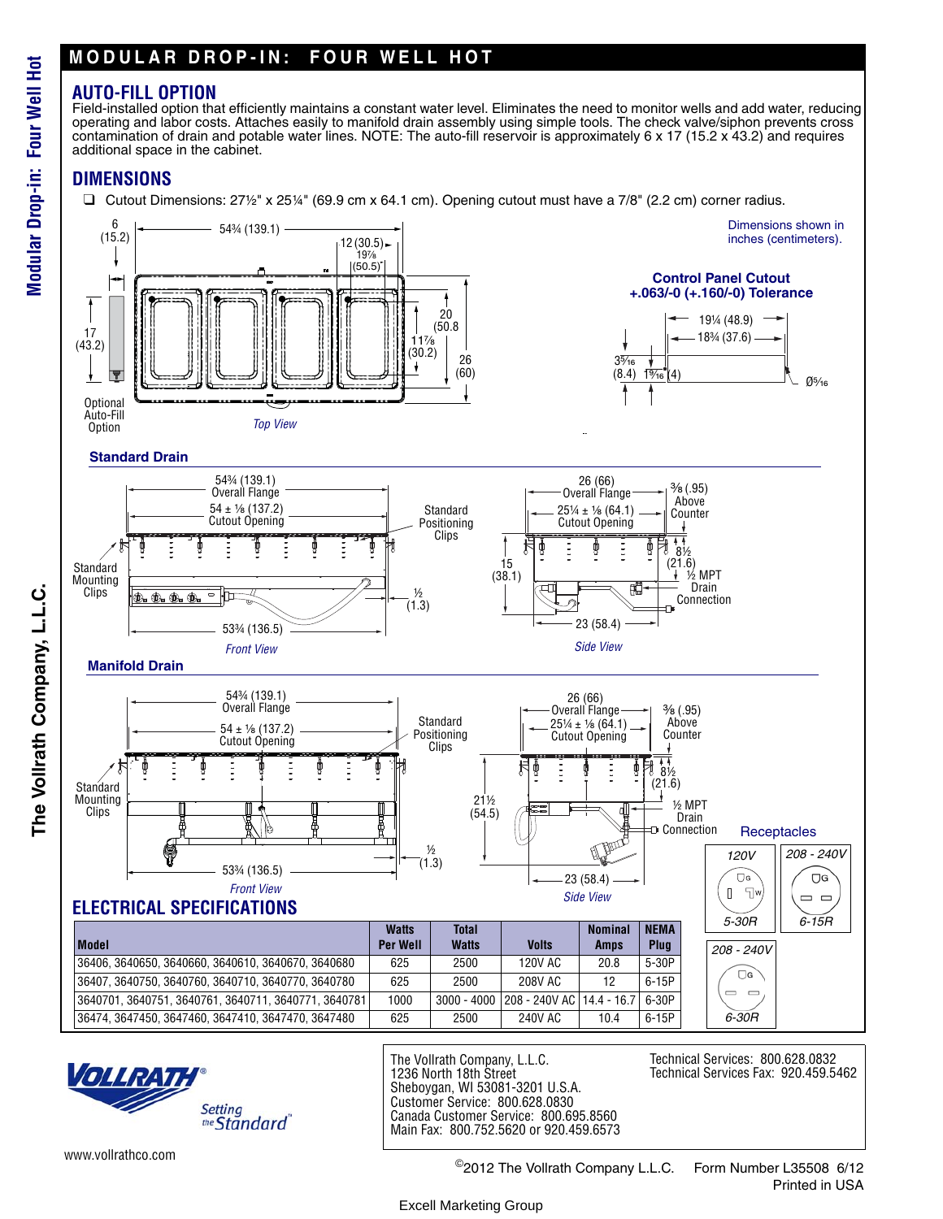# MODULAR DROP-IN: FOUR WELL HOT

## AUTO-FILL OPTION

Field-installed option that efficiently maintains a constant water level. Eliminates the need to monitor wells and add water, reducing operating and labor costs. Attaches easily to manifold drain assembly using simple tools. The check valve/siphon prevents cross contamination of drain and potable water lines. NOTE: The auto-fill reservoir is approximately 6 x 17 (15.2 x 43.2) and requires additional space in the cabinet.

## DIMENSIONS

- ❑ Cutout Dimensions: 27½" x 25¼" (69.9 cm x 64.1 cm). Opening cutout must have a 7/8" (2.2 cm) corner radius.

Dimensions shown in inches (centimeters).

6 (15.2)
54¾ (139.1)
12 (30.5)
19⅞ (50.5)
17 (43.2)
20 (50.8)
11⅞ (30.2)
26 (60)
Optional Auto-Fill Option
*Top View*

**Control Panel Cutout**
**+.063/-0 (+.160/-0) Tolerance**

19¼ (48.9)
18¾ (37.6)
3⁵⁄₁₆ (8.4)
1⁹⁄₁₆ (4)
Ø⁵⁄₁₆

### Standard Drain

54¾ (139.1) Overall Flange
54 ± ⅛ (137.2) Cutout Opening
Standard Positioning Clips
Standard Mounting Clips
½ (1.3)
53¾ (136.5)
*Front View*

26 (66) Overall Flange
25¼ ± ⅛ (64.1) Cutout Opening
⅜ (.95) Above Counter
15 (38.1)
8½ (21.6)
½ MPT Drain Connection
23 (58.4)
*Side View*

### Manifold Drain

54¾ (139.1) Overall Flange
54 ± ⅛ (137.2) Cutout Opening
Standard Positioning Clips
Standard Mounting Clips
½ (1.3)
53¾ (136.5)
*Front View*

26 (66) Overall Flange
25¼ ± ⅛ (64.1) Cutout Opening
⅜ (.95) Above Counter
21½ (54.5)
8½ (21.6)
½ MPT Drain Connection
23 (58.4)
*Side View*

**Receptacles**

120V — 5-30R
208 - 240V — 6-15R
208 - 240V — 6-30R

## ELECTRICAL SPECIFICATIONS

| Model | Watts Per Well | Total Watts | Volts | Nominal Amps | NEMA Plug |
|---|---|---|---|---|---|
| 36406, 3640650, 3640660, 3640610, 3640670, 3640680 | 625 | 2500 | 120V AC | 20.8 | 5-30P |
| 36407, 3640750, 3640760, 3640710, 3640770, 3640780 | 625 | 2500 | 208V AC | 12 | 6-15P |
| 3640701, 3640751, 3640761, 3640711, 3640771, 3640781 | 1000 | 3000 - 4000 | 208 - 240V AC | 14.4 - 16.7 | 6-30P |
| 36474, 3647450, 3647460, 3647410, 3647470, 3647480 | 625 | 2500 | 240V AC | 10.4 | 6-15P |

VOLLRATH® Setting the Standard™

www.vollrathco.com

The Vollrath Company, L.L.C.
1236 North 18th Street
Sheboygan, WI 53081-3201 U.S.A.
Customer Service: 800.628.0830
Canada Customer Service: 800.695.8560
Main Fax: 800.752.5620 or 920.459.6573

Technical Services: 800.628.0832
Technical Services Fax: 920.459.5462

©2012 The Vollrath Company L.L.C. Form Number L35508 6/12
Printed in USA

Excell Marketing Group